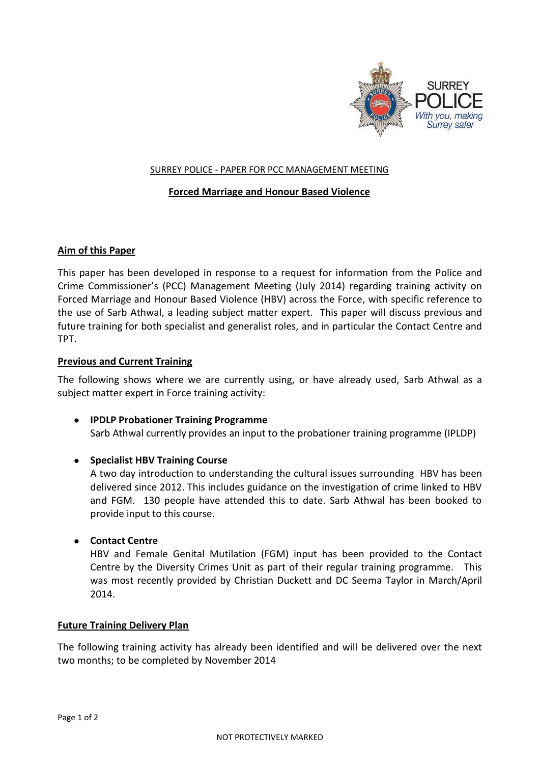SURREY POLICE - PAPER FOR PCC MANAGEMENT MEETING

# Forced Marriage and Honour Based Violence

## Aim of this Paper

This paper has been developed in response to a request for information from the Police and Crime Commissioner's (PCC) Management Meeting (July 2014) regarding training activity on Forced Marriage and Honour Based Violence (HBV) across the Force, with specific reference to the use of Sarb Athwal, a leading subject matter expert. This paper will discuss previous and future training for both specialist and generalist roles, and in particular the Contact Centre and TPT.

## Previous and Current Training

The following shows where we are currently using, or have already used, Sarb Athwal as a subject matter expert in Force training activity:

- **IPDLP Probationer Training Programme**
  Sarb Athwal currently provides an input to the probationer training programme (IPLDP)

- **Specialist HBV Training Course**
  A two day introduction to understanding the cultural issues surrounding HBV has been delivered since 2012. This includes guidance on the investigation of crime linked to HBV and FGM. 130 people have attended this to date. Sarb Athwal has been booked to provide input to this course.

- **Contact Centre**
  HBV and Female Genital Mutilation (FGM) input has been provided to the Contact Centre by the Diversity Crimes Unit as part of their regular training programme. This was most recently provided by Christian Duckett and DC Seema Taylor in March/April 2014.

## Future Training Delivery Plan

The following training activity has already been identified and will be delivered over the next two months; to be completed by November 2014

NOT PROTECTIVELY MARKED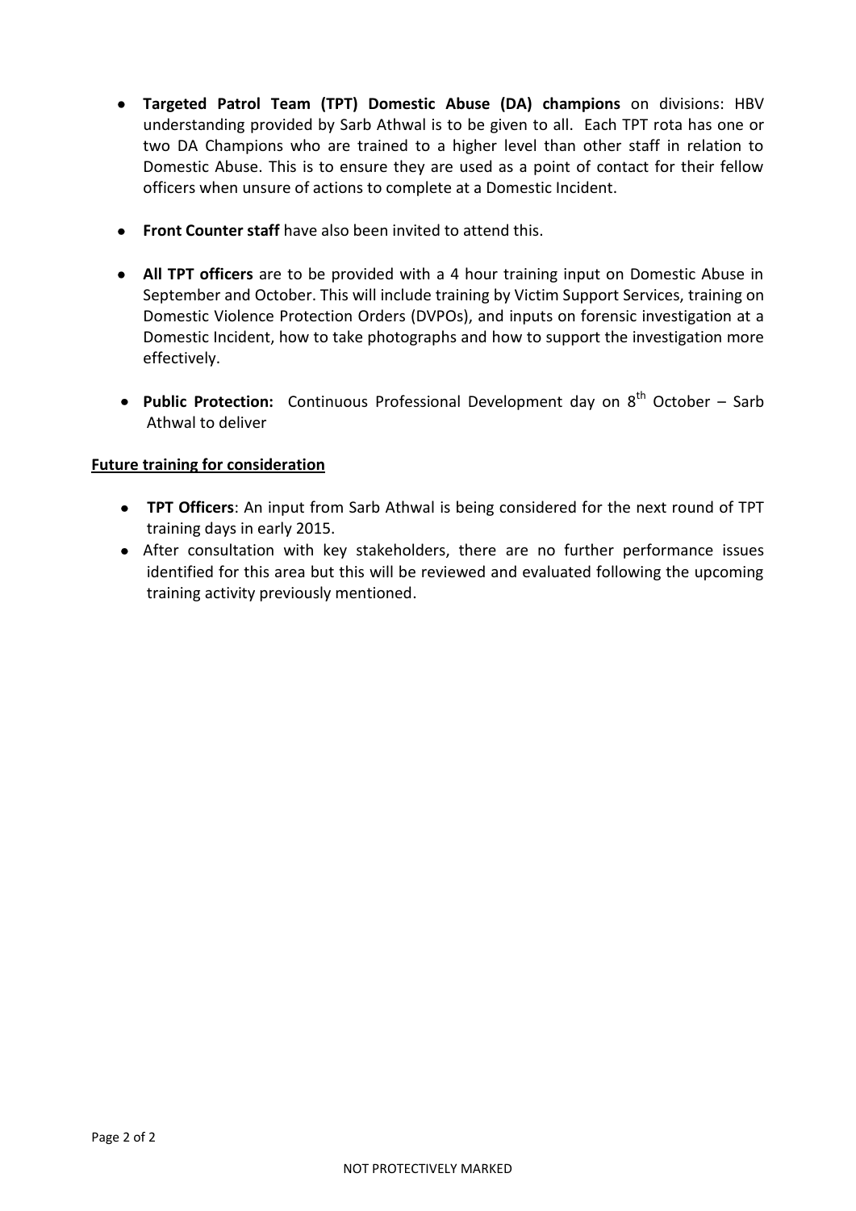- **Targeted Patrol Team (TPT) Domestic Abuse (DA) champions** on divisions: HBV understanding provided by Sarb Athwal is to be given to all. Each TPT rota has one or two DA Champions who are trained to a higher level than other staff in relation to Domestic Abuse. This is to ensure they are used as a point of contact for their fellow officers when unsure of actions to complete at a Domestic Incident.

- **Front Counter staff** have also been invited to attend this.

- **All TPT officers** are to be provided with a 4 hour training input on Domestic Abuse in September and October. This will include training by Victim Support Services, training on Domestic Violence Protection Orders (DVPOs), and inputs on forensic investigation at a Domestic Incident, how to take photographs and how to support the investigation more effectively.

- **Public Protection:** Continuous Professional Development day on 8th October – Sarb Athwal to deliver

**Future training for consideration**

- **TPT Officers**: An input from Sarb Athwal is being considered for the next round of TPT training days in early 2015.
- After consultation with key stakeholders, there are no further performance issues identified for this area but this will be reviewed and evaluated following the upcoming training activity previously mentioned.

NOT PROTECTIVELY MARKED